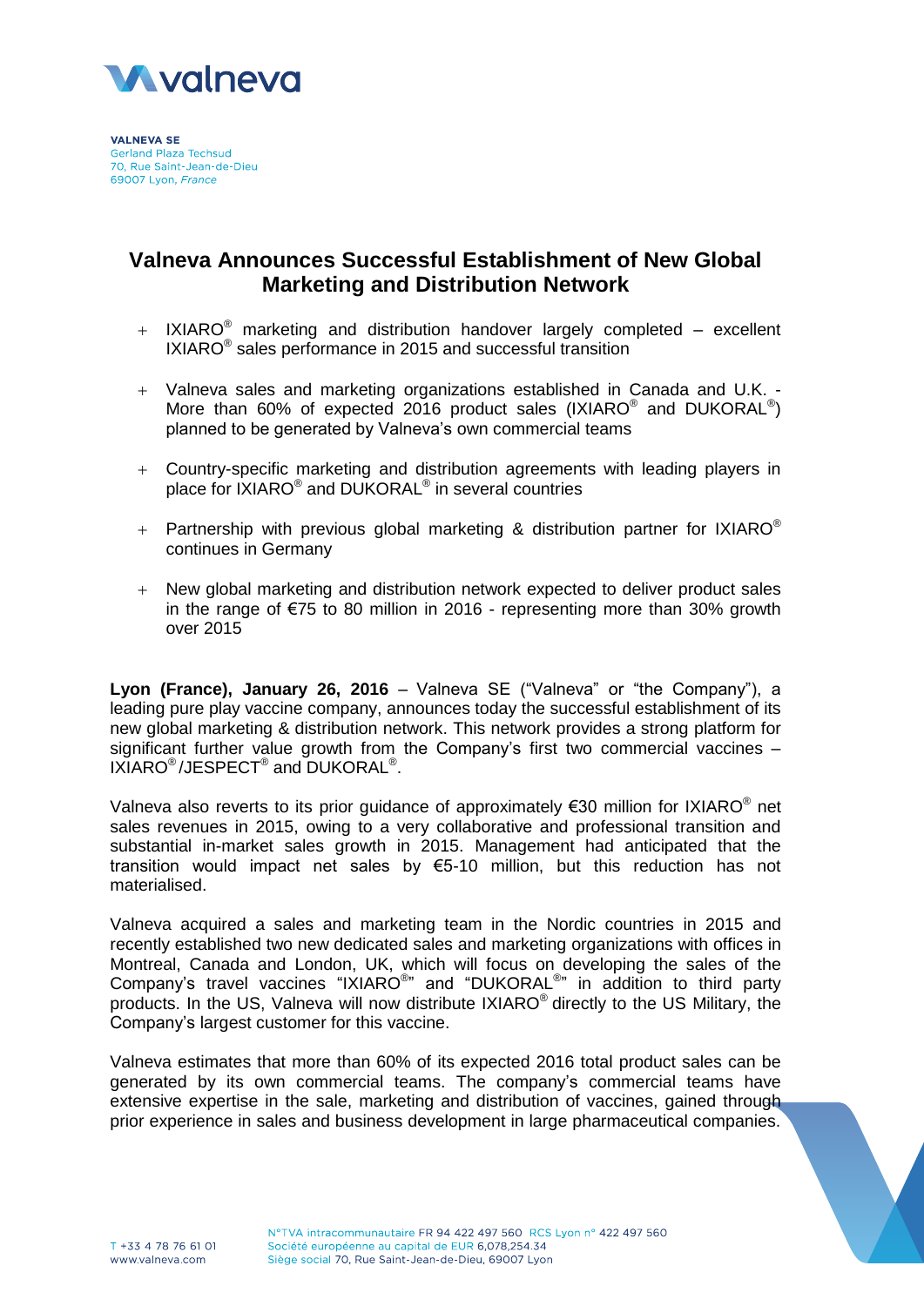**VALNEVA SE**
Gerland Plaza Techsud
70, Rue Saint-Jean-de-Dieu
69007 Lyon, *France*

# Valneva Announces Successful Establishment of New Global Marketing and Distribution Network

- IXIARO® marketing and distribution handover largely completed – excellent IXIARO® sales performance in 2015 and successful transition
- Valneva sales and marketing organizations established in Canada and U.K. - More than 60% of expected 2016 product sales (IXIARO® and DUKORAL®) planned to be generated by Valneva's own commercial teams
- Country-specific marketing and distribution agreements with leading players in place for IXIARO® and DUKORAL® in several countries
- Partnership with previous global marketing & distribution partner for IXIARO® continues in Germany
- New global marketing and distribution network expected to deliver product sales in the range of €75 to 80 million in 2016 - representing more than 30% growth over 2015

**Lyon (France), January 26, 2016** – Valneva SE ("Valneva" or "the Company"), a leading pure play vaccine company, announces today the successful establishment of its new global marketing & distribution network. This network provides a strong platform for significant further value growth from the Company's first two commercial vaccines – IXIARO®/JESPECT® and DUKORAL®.

Valneva also reverts to its prior guidance of approximately €30 million for IXIARO® net sales revenues in 2015, owing to a very collaborative and professional transition and substantial in-market sales growth in 2015. Management had anticipated that the transition would impact net sales by €5-10 million, but this reduction has not materialised.

Valneva acquired a sales and marketing team in the Nordic countries in 2015 and recently established two new dedicated sales and marketing organizations with offices in Montreal, Canada and London, UK, which will focus on developing the sales of the Company's travel vaccines "IXIARO®" and "DUKORAL®" in addition to third party products. In the US, Valneva will now distribute IXIARO® directly to the US Military, the Company's largest customer for this vaccine.

Valneva estimates that more than 60% of its expected 2016 total product sales can be generated by its own commercial teams. The company's commercial teams have extensive expertise in the sale, marketing and distribution of vaccines, gained through prior experience in sales and business development in large pharmaceutical companies.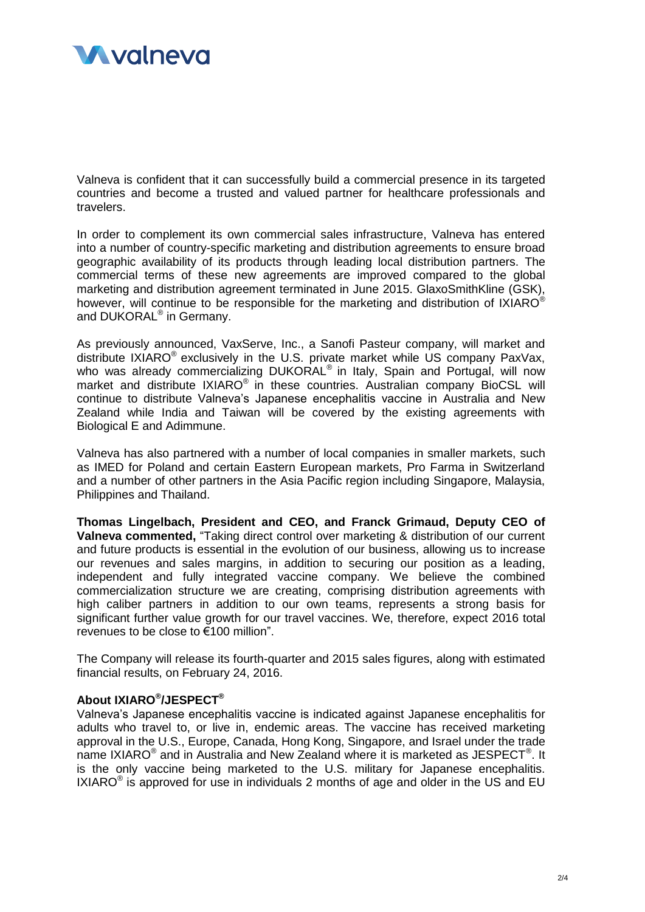Valneva is confident that it can successfully build a commercial presence in its targeted countries and become a trusted and valued partner for healthcare professionals and travelers.

In order to complement its own commercial sales infrastructure, Valneva has entered into a number of country-specific marketing and distribution agreements to ensure broad geographic availability of its products through leading local distribution partners. The commercial terms of these new agreements are improved compared to the global marketing and distribution agreement terminated in June 2015. GlaxoSmithKline (GSK), however, will continue to be responsible for the marketing and distribution of IXIARO® and DUKORAL® in Germany.

As previously announced, VaxServe, Inc., a Sanofi Pasteur company, will market and distribute IXIARO® exclusively in the U.S. private market while US company PaxVax, who was already commercializing DUKORAL® in Italy, Spain and Portugal, will now market and distribute IXIARO® in these countries. Australian company BioCSL will continue to distribute Valneva's Japanese encephalitis vaccine in Australia and New Zealand while India and Taiwan will be covered by the existing agreements with Biological E and Adimmune.

Valneva has also partnered with a number of local companies in smaller markets, such as IMED for Poland and certain Eastern European markets, Pro Farma in Switzerland and a number of other partners in the Asia Pacific region including Singapore, Malaysia, Philippines and Thailand.

**Thomas Lingelbach, President and CEO, and Franck Grimaud, Deputy CEO of Valneva commented,** "Taking direct control over marketing & distribution of our current and future products is essential in the evolution of our business, allowing us to increase our revenues and sales margins, in addition to securing our position as a leading, independent and fully integrated vaccine company. We believe the combined commercialization structure we are creating, comprising distribution agreements with high caliber partners in addition to our own teams, represents a strong basis for significant further value growth for our travel vaccines. We, therefore, expect 2016 total revenues to be close to €100 million".

The Company will release its fourth-quarter and 2015 sales figures, along with estimated financial results, on February 24, 2016.

**About IXIARO®/JESPECT®**

Valneva's Japanese encephalitis vaccine is indicated against Japanese encephalitis for adults who travel to, or live in, endemic areas. The vaccine has received marketing approval in the U.S., Europe, Canada, Hong Kong, Singapore, and Israel under the trade name IXIARO® and in Australia and New Zealand where it is marketed as JESPECT®. It is the only vaccine being marketed to the U.S. military for Japanese encephalitis. IXIARO® is approved for use in individuals 2 months of age and older in the US and EU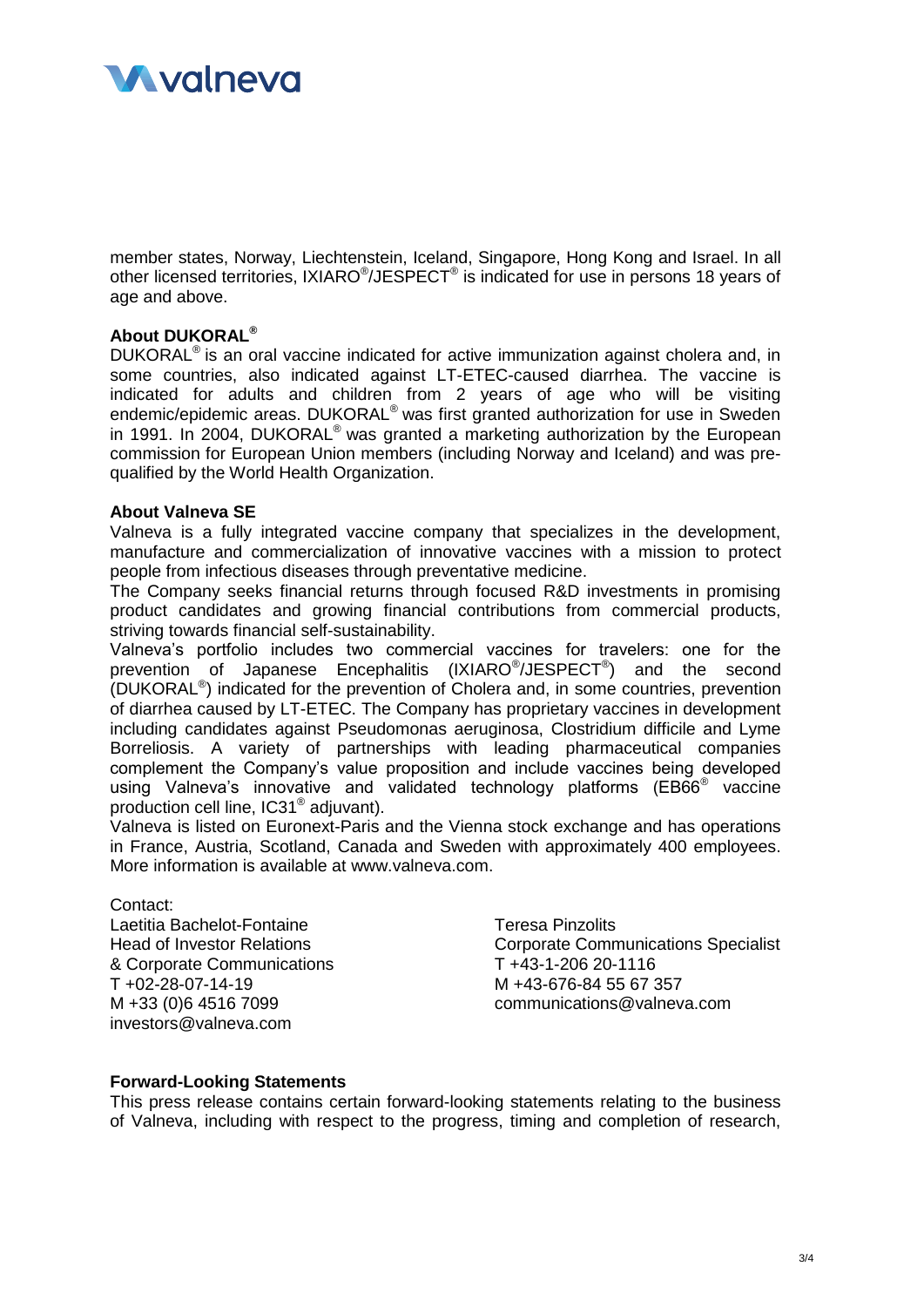member states, Norway, Liechtenstein, Iceland, Singapore, Hong Kong and Israel. In all other licensed territories, IXIARO®/JESPECT® is indicated for use in persons 18 years of age and above.

**About DUKORAL®**

DUKORAL® is an oral vaccine indicated for active immunization against cholera and, in some countries, also indicated against LT-ETEC-caused diarrhea. The vaccine is indicated for adults and children from 2 years of age who will be visiting endemic/epidemic areas. DUKORAL® was first granted authorization for use in Sweden in 1991. In 2004, DUKORAL® was granted a marketing authorization by the European commission for European Union members (including Norway and Iceland) and was pre-qualified by the World Health Organization.

**About Valneva SE**

Valneva is a fully integrated vaccine company that specializes in the development, manufacture and commercialization of innovative vaccines with a mission to protect people from infectious diseases through preventative medicine.

The Company seeks financial returns through focused R&D investments in promising product candidates and growing financial contributions from commercial products, striving towards financial self-sustainability.

Valneva's portfolio includes two commercial vaccines for travelers: one for the prevention of Japanese Encephalitis (IXIARO®/JESPECT®) and the second (DUKORAL®) indicated for the prevention of Cholera and, in some countries, prevention of diarrhea caused by LT-ETEC. The Company has proprietary vaccines in development including candidates against Pseudomonas aeruginosa, Clostridium difficile and Lyme Borreliosis. A variety of partnerships with leading pharmaceutical companies complement the Company's value proposition and include vaccines being developed using Valneva's innovative and validated technology platforms (EB66® vaccine production cell line, IC31® adjuvant).

Valneva is listed on Euronext-Paris and the Vienna stock exchange and has operations in France, Austria, Scotland, Canada and Sweden with approximately 400 employees. More information is available at www.valneva.com.

Contact:

Laetitia Bachelot-Fontaine
Head of Investor Relations
& Corporate Communications
T +02-28-07-14-19
M +33 (0)6 4516 7099
investors@valneva.com

Teresa Pinzolits
Corporate Communications Specialist
T +43-1-206 20-1116
M +43-676-84 55 67 357
communications@valneva.com

**Forward-Looking Statements**

This press release contains certain forward-looking statements relating to the business of Valneva, including with respect to the progress, timing and completion of research,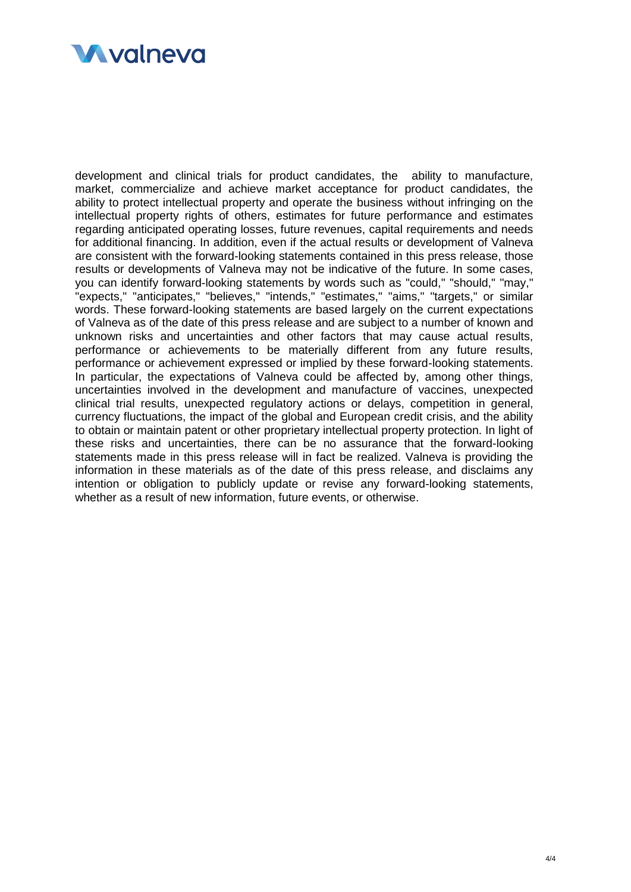development and clinical trials for product candidates, the ability to manufacture, market, commercialize and achieve market acceptance for product candidates, the ability to protect intellectual property and operate the business without infringing on the intellectual property rights of others, estimates for future performance and estimates regarding anticipated operating losses, future revenues, capital requirements and needs for additional financing. In addition, even if the actual results or development of Valneva are consistent with the forward-looking statements contained in this press release, those results or developments of Valneva may not be indicative of the future. In some cases, you can identify forward-looking statements by words such as "could," "should," "may," "expects," "anticipates," "believes," "intends," "estimates," "aims," "targets," or similar words. These forward-looking statements are based largely on the current expectations of Valneva as of the date of this press release and are subject to a number of known and unknown risks and uncertainties and other factors that may cause actual results, performance or achievements to be materially different from any future results, performance or achievement expressed or implied by these forward-looking statements. In particular, the expectations of Valneva could be affected by, among other things, uncertainties involved in the development and manufacture of vaccines, unexpected clinical trial results, unexpected regulatory actions or delays, competition in general, currency fluctuations, the impact of the global and European credit crisis, and the ability to obtain or maintain patent or other proprietary intellectual property protection. In light of these risks and uncertainties, there can be no assurance that the forward-looking statements made in this press release will in fact be realized. Valneva is providing the information in these materials as of the date of this press release, and disclaims any intention or obligation to publicly update or revise any forward-looking statements, whether as a result of new information, future events, or otherwise.